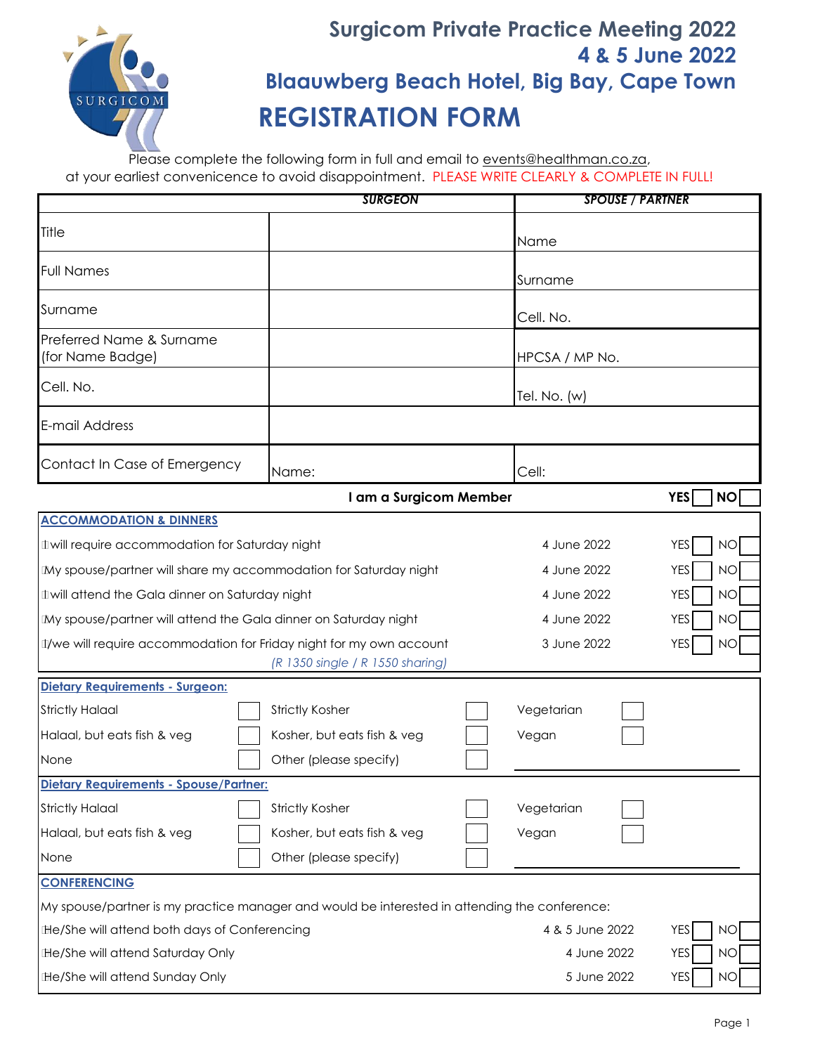# Surgicom Private Practice Meeting 2022

## 4 & 5 June 2022

## Blaauwberg Beach Hotel, Big Bay, Cape Town

# REGISTRATION FORM

Please complete the following form in full and email to events@healthman.co.za, at your earliest convenience to avoid disappointment. PLEASE WRITE CLEARLY & COMPLETE IN FULL!

| | SURGEON | SPOUSE / PARTNER |
|---|---|---|
| Title | | Name |
| Full Names | | Surname |
| Surname | | Cell. No. |
| Preferred Name & Surname (for Name Badge) | | HPCSA / MP No. |
| Cell. No. | | Tel. No. (w) |
| E-mail Address | | |
| Contact In Case of Emergency | Name: | Cell: |

**I am a Surgicom Member** YES ☐ NO ☐

## ACCOMMODATION & DINNERS

| | | | |
|---|---|---|---|
| I will require accommodation for Saturday night | 4 June 2022 | YES ☐ | NO ☐ |
| My spouse/partner will share my accommodation for Saturday night | 4 June 2022 | YES ☐ | NO ☐ |
| I will attend the Gala dinner on Saturday night | 4 June 2022 | YES ☐ | NO ☐ |
| My spouse/partner will attend the Gala dinner on Saturday night | 4 June 2022 | YES ☐ | NO ☐ |
| I/we will require accommodation for Friday night for my own account *(R 1350 single / R 1550 sharing)* | 3 June 2022 | YES ☐ | NO ☐ |

## Dietary Requirements - Surgeon:

| | | |
|---|---|---|
| Strictly Halaal ☐ | Strictly Kosher ☐ | Vegetarian ☐ |
| Halaal, but eats fish & veg ☐ | Kosher, but eats fish & veg ☐ | Vegan ☐ |
| None ☐ | Other (please specify) ☐ | ________________ |

## Dietary Requirements - Spouse/Partner:

| | | |
|---|---|---|
| Strictly Halaal ☐ | Strictly Kosher ☐ | Vegetarian ☐ |
| Halaal, but eats fish & veg ☐ | Kosher, but eats fish & veg ☐ | Vegan ☐ |
| None ☐ | Other (please specify) ☐ | ________________ |

## CONFERENCING

My spouse/partner is my practice manager and would be interested in attending the conference:

| | | | |
|---|---|---|---|
| He/She will attend both days of Conferencing | 4 & 5 June 2022 | YES ☐ | NO ☐ |
| He/She will attend Saturday Only | 4 June 2022 | YES ☐ | NO ☐ |
| He/She will attend Sunday Only | 5 June 2022 | YES ☐ | NO ☐ |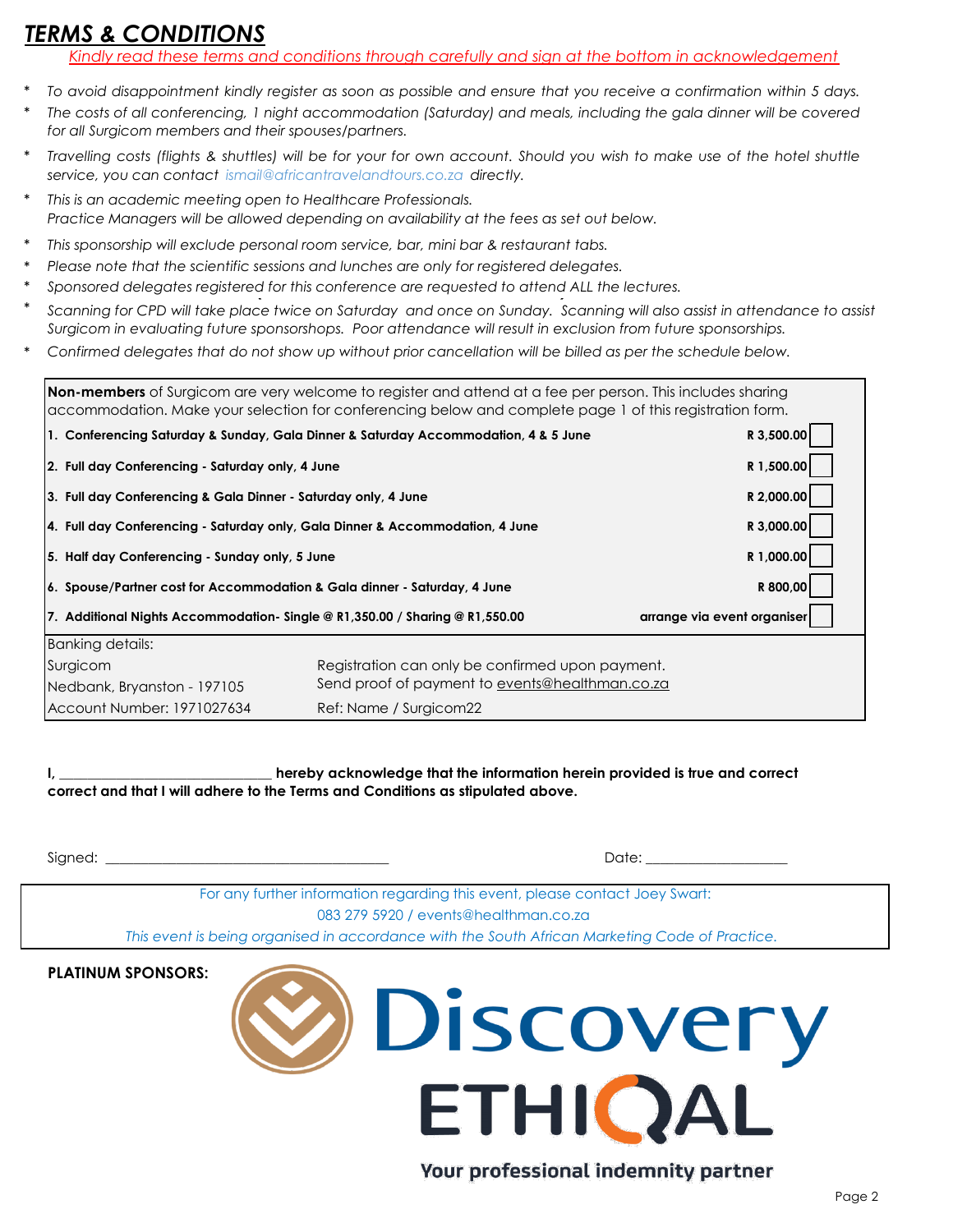# *TERMS & CONDITIONS*

*Kindly read these terms and conditions through carefully and sign at the bottom in acknowledgement*

- *To avoid disappointment kindly register as soon as possible and ensure that you receive a confirmation within 5 days.*
- *The costs of all conferencing, 1 night accommodation (Saturday) and meals, including the gala dinner will be covered for all Surgicom members and their spouses/partners.*
- *Travelling costs (flights & shuttles) will be for your for own account. Should you wish to make use of the hotel shuttle service, you can contact ismail@africantravelandtours.co.za directly.*
- *This is an academic meeting open to Healthcare Professionals.*
  *Practice Managers will be allowed depending on availability at the fees as set out below.*
- *This sponsorship will exclude personal room service, bar, mini bar & restaurant tabs.*
- *Please note that the scientific sessions and lunches are only for registered delegates.*
- *Sponsored delegates registered for this conference are requested to attend ALL the lectures.*
- *Scanning for CPD will take place twice on Saturday and once on Sunday. Scanning will also assist in attendance to assist Surgicom in evaluating future sponsorshops. Poor attendance will result in exclusion from future sponsorships.*
- *Confirmed delegates that do not show up without prior cancellation will be billed as per the schedule below.*

**Non-members** of Surgicom are very welcome to register and attend at a fee per person. This includes sharing accommodation. Make your selection for conferencing below and complete page 1 of this registration form.

| | | |
|---|---|---|
| **1. Conferencing Saturday & Sunday, Gala Dinner & Saturday Accommodation, 4 & 5 June** | **R 3,500.00** | ☐ |
| **2. Full day Conferencing - Saturday only, 4 June** | **R 1,500.00** | ☐ |
| **3. Full day Conferencing & Gala Dinner - Saturday only, 4 June** | **R 2,000.00** | ☐ |
| **4. Full day Conferencing - Saturday only, Gala Dinner & Accommodation, 4 June** | **R 3,000.00** | ☐ |
| **5. Half day Conferencing - Sunday only, 5 June** | **R 1,000.00** | ☐ |
| **6. Spouse/Partner cost for Accommodation & Gala dinner - Saturday, 4 June** | **R 800,00** | ☐ |
| **7. Additional Nights Accommodation- Single @ R1,350.00 / Sharing @ R1,550.00** | **arrange via event organiser** | ☐ |

Banking details:

| | |
|---|---|
| Surgicom | Registration can only be confirmed upon payment. |
| Nedbank, Bryanston - 197105 | Send proof of payment to events@healthman.co.za |
| Account Number: 1971027634 | Ref: Name / Surgicom22 |

**I, ____________________________ hereby acknowledge that the information herein provided is true and correct correct and that I will adhere to the Terms and Conditions as stipulated above.**

Signed: ______________________________________ Date: ___________________

For any further information regarding this event, please contact Joey Swart:
083 279 5920 / events@healthman.co.za
*This event is being organised in accordance with the South African Marketing Code of Practice.*

**PLATINUM SPONSORS:**

Discovery ETHIQAL

Your professional indemnity partner